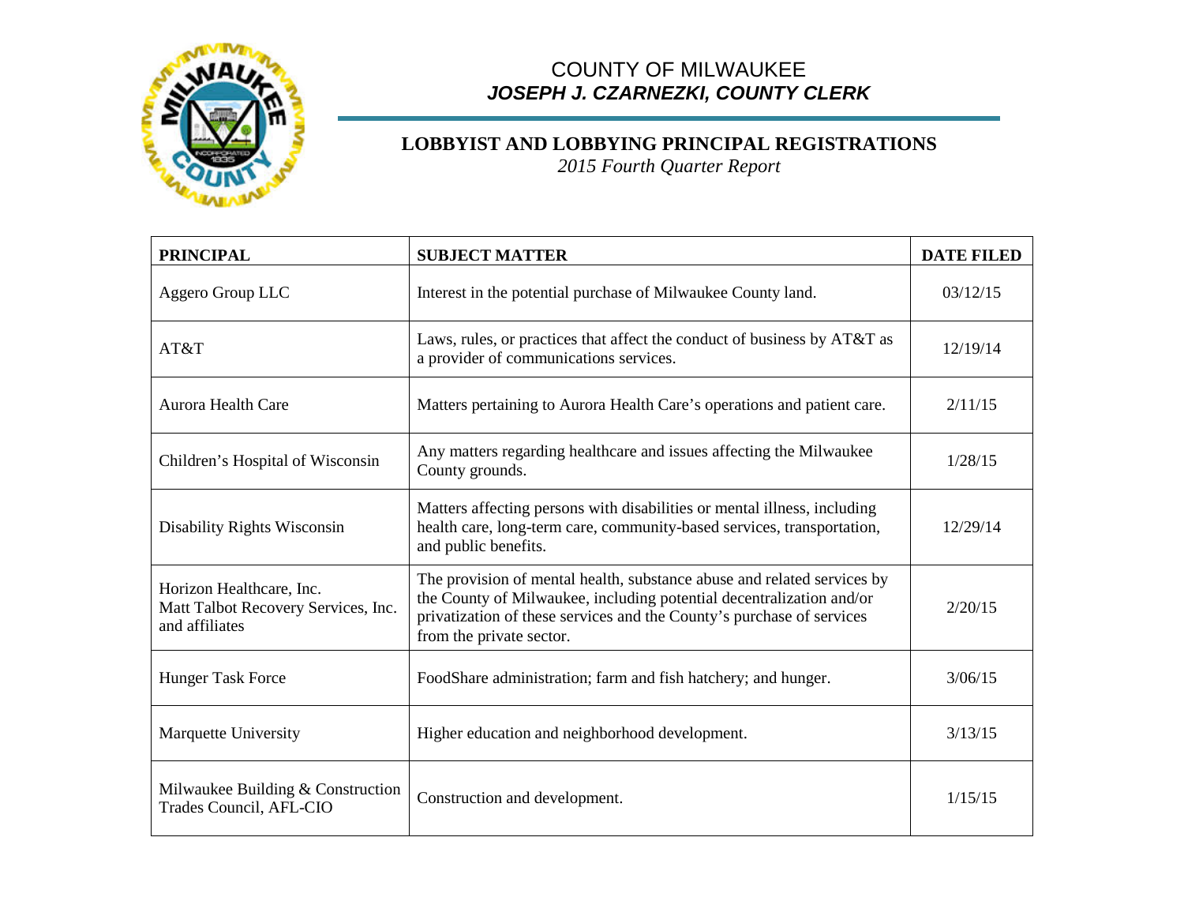# COUNTY OF MILWAUKEE
***JOSEPH J. CZARNEZKI, COUNTY CLERK***

## LOBBYIST AND LOBBYING PRINCIPAL REGISTRATIONS
*2015 Fourth Quarter Report*

| PRINCIPAL | SUBJECT MATTER | DATE FILED |
|---|---|---|
| Aggero Group LLC | Interest in the potential purchase of Milwaukee County land. | 03/12/15 |
| AT&T | Laws, rules, or practices that affect the conduct of business by AT&T as a provider of communications services. | 12/19/14 |
| Aurora Health Care | Matters pertaining to Aurora Health Care's operations and patient care. | 2/11/15 |
| Children's Hospital of Wisconsin | Any matters regarding healthcare and issues affecting the Milwaukee County grounds. | 1/28/15 |
| Disability Rights Wisconsin | Matters affecting persons with disabilities or mental illness, including health care, long-term care, community-based services, transportation, and public benefits. | 12/29/14 |
| Horizon Healthcare, Inc. Matt Talbot Recovery Services, Inc. and affiliates | The provision of mental health, substance abuse and related services by the County of Milwaukee, including potential decentralization and/or privatization of these services and the County's purchase of services from the private sector. | 2/20/15 |
| Hunger Task Force | FoodShare administration; farm and fish hatchery; and hunger. | 3/06/15 |
| Marquette University | Higher education and neighborhood development. | 3/13/15 |
| Milwaukee Building & Construction Trades Council, AFL-CIO | Construction and development. | 1/15/15 |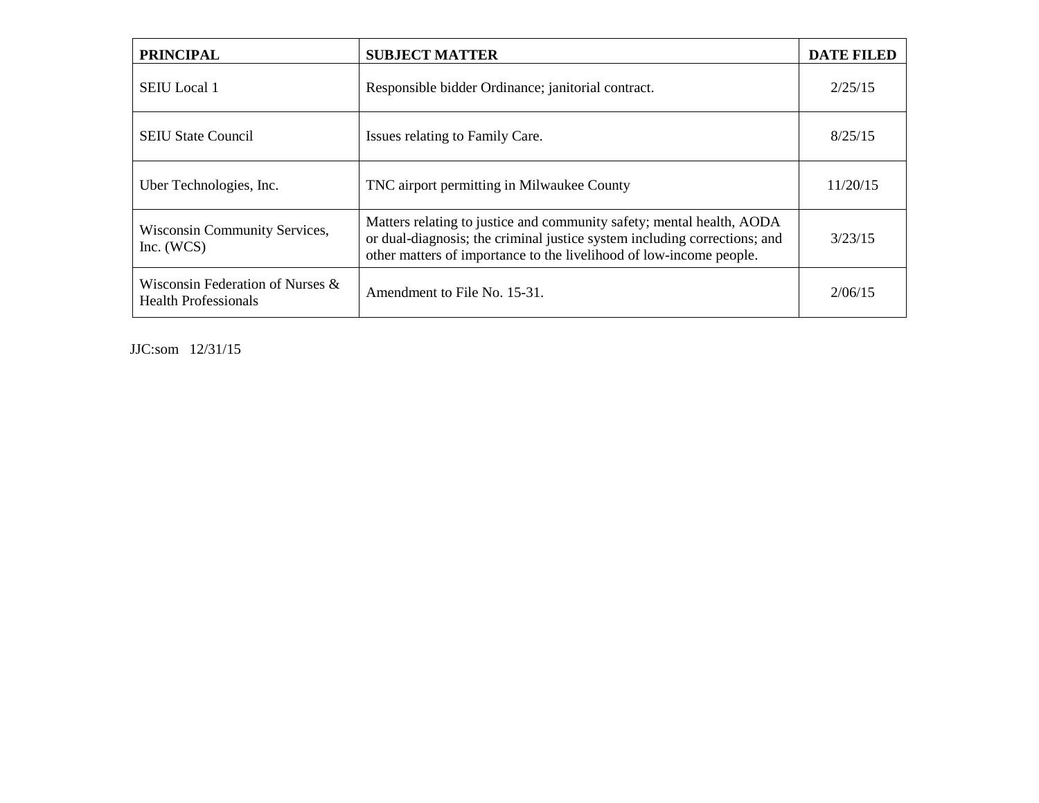| PRINCIPAL | SUBJECT MATTER | DATE FILED |
|---|---|---|
| SEIU Local 1 | Responsible bidder Ordinance; janitorial contract. | 2/25/15 |
| SEIU State Council | Issues relating to Family Care. | 8/25/15 |
| Uber Technologies, Inc. | TNC airport permitting in Milwaukee County | 11/20/15 |
| Wisconsin Community Services, Inc. (WCS) | Matters relating to justice and community safety; mental health, AODA or dual-diagnosis; the criminal justice system including corrections; and other matters of importance to the livelihood of low-income people. | 3/23/15 |
| Wisconsin Federation of Nurses & Health Professionals | Amendment to File No. 15-31. | 2/06/15 |

JJC:som 12/31/15